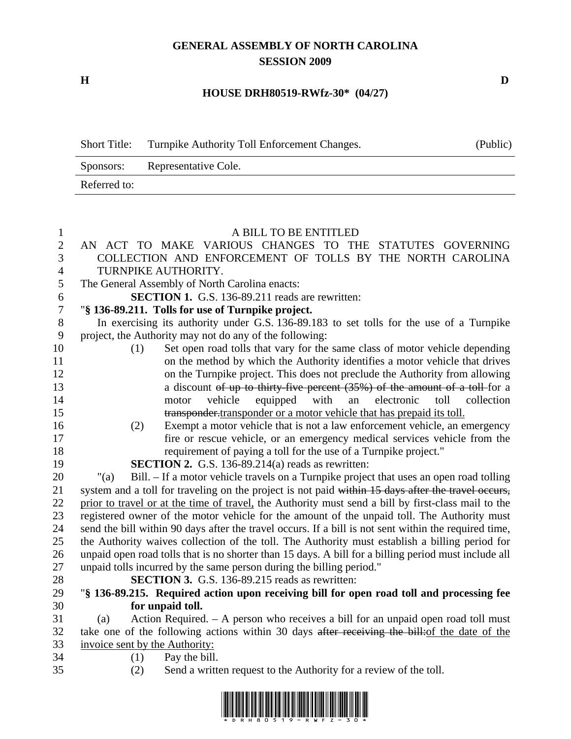# GENERAL ASSEMBLY OF NORTH CAROLINA
## SESSION 2009

**H** **D**

**HOUSE DRH80519-RWfz-30\* (04/27)**

| Short Title: | Turnpike Authority Toll Enforcement Changes. | (Public) |
|---|---|---|
| Sponsors: | Representative Cole. | |
| Referred to: | | |

A BILL TO BE ENTITLED

AN ACT TO MAKE VARIOUS CHANGES TO THE STATUTES GOVERNING COLLECTION AND ENFORCEMENT OF TOLLS BY THE NORTH CAROLINA TURNPIKE AUTHORITY.

The General Assembly of North Carolina enacts:

**SECTION 1.** G.S. 136-89.211 reads are rewritten:

"**§ 136-89.211. Tolls for use of Turnpike project.**

In exercising its authority under G.S. 136-89.183 to set tolls for the use of a Turnpike project, the Authority may not do any of the following:

(1) Set open road tolls that vary for the same class of motor vehicle depending on the method by which the Authority identifies a motor vehicle that drives on the Turnpike project. This does not preclude the Authority from allowing a discount ~~of up to thirty-five percent (35%) of the amount of a toll~~ for a motor vehicle equipped with an electronic toll collection ~~transponder.~~<u>transponder or a motor vehicle that has prepaid its toll.</u>

(2) Exempt a motor vehicle that is not a law enforcement vehicle, an emergency fire or rescue vehicle, or an emergency medical services vehicle from the requirement of paying a toll for the use of a Turnpike project."

**SECTION 2.** G.S. 136-89.214(a) reads as rewritten:

"(a) Bill. – If a motor vehicle travels on a Turnpike project that uses an open road tolling system and a toll for traveling on the project is not paid ~~within 15 days after the travel occurs,~~ <u>prior to travel or at the time of travel,</u> the Authority must send a bill by first-class mail to the registered owner of the motor vehicle for the amount of the unpaid toll. The Authority must send the bill within 90 days after the travel occurs. If a bill is not sent within the required time, the Authority waives collection of the toll. The Authority must establish a billing period for unpaid open road tolls that is no shorter than 15 days. A bill for a billing period must include all unpaid tolls incurred by the same person during the billing period."

**SECTION 3.** G.S. 136-89.215 reads as rewritten:

"**§ 136-89.215. Required action upon receiving bill for open road toll and processing fee for unpaid toll.**

(a) Action Required. – A person who receives a bill for an unpaid open road toll must take one of the following actions within 30 days ~~after receiving the bill:~~<u>of the date of the invoice sent by the Authority:</u>

(1) Pay the bill.

(2) Send a written request to the Authority for a review of the toll.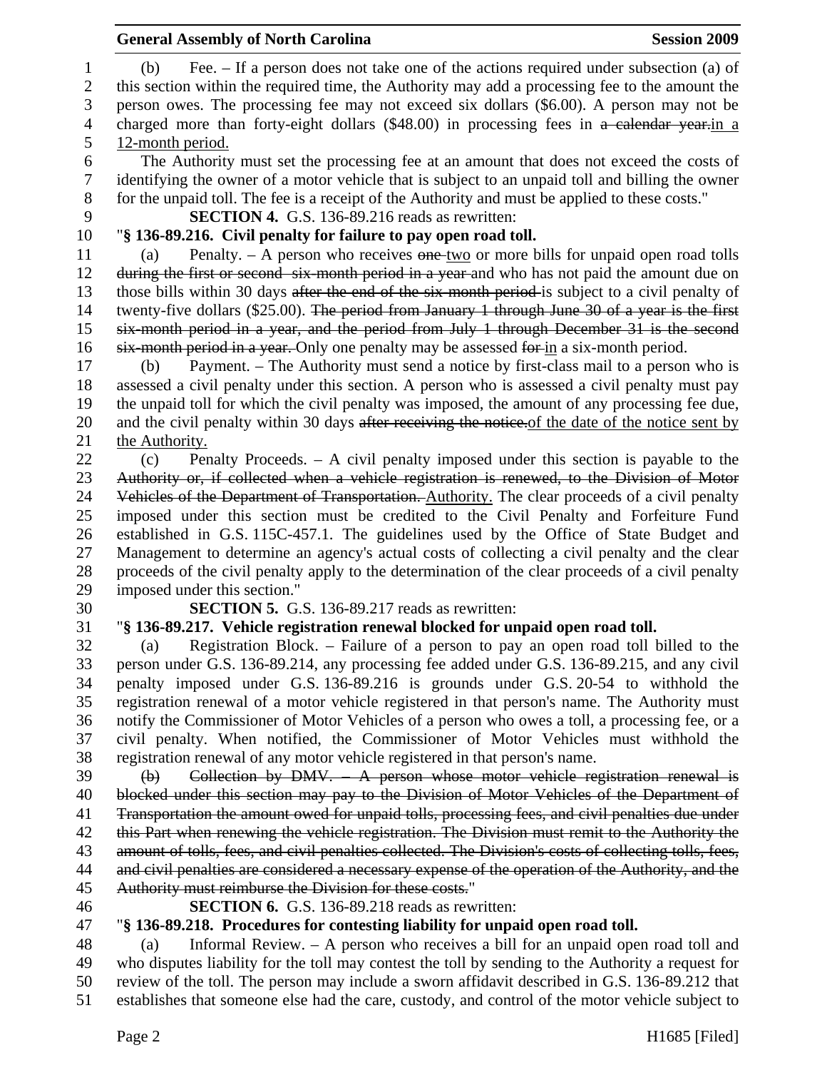(b) Fee. – If a person does not take one of the actions required under subsection (a) of this section within the required time, the Authority may add a processing fee to the amount the person owes. The processing fee may not exceed six dollars ($6.00). A person may not be charged more than forty-eight dollars ($48.00) in processing fees in ~~a calendar year.~~in a 12-month period.

The Authority must set the processing fee at an amount that does not exceed the costs of identifying the owner of a motor vehicle that is subject to an unpaid toll and billing the owner for the unpaid toll. The fee is a receipt of the Authority and must be applied to these costs."

**SECTION 4.** G.S. 136-89.216 reads as rewritten:

"**§ 136-89.216. Civil penalty for failure to pay open road toll.**

(a) Penalty. – A person who receives ~~one~~ two or more bills for unpaid open road tolls ~~during the first or second six-month period in a year~~ and who has not paid the amount due on those bills within 30 days ~~after the end of the six-month period~~ is subject to a civil penalty of twenty-five dollars ($25.00). ~~The period from January 1 through June 30 of a year is the first six-month period in a year, and the period from July 1 through December 31 is the second six-month period in a year.~~ Only one penalty may be assessed ~~for~~ in a six-month period.

(b) Payment. – The Authority must send a notice by first-class mail to a person who is assessed a civil penalty under this section. A person who is assessed a civil penalty must pay the unpaid toll for which the civil penalty was imposed, the amount of any processing fee due, and the civil penalty within 30 days ~~after receiving the notice.~~of the date of the notice sent by the Authority.

(c) Penalty Proceeds. – A civil penalty imposed under this section is payable to the ~~Authority or, if collected when a vehicle registration is renewed, to the Division of Motor Vehicles of the Department of Transportation.~~ Authority. The clear proceeds of a civil penalty imposed under this section must be credited to the Civil Penalty and Forfeiture Fund established in G.S. 115C-457.1. The guidelines used by the Office of State Budget and Management to determine an agency's actual costs of collecting a civil penalty and the clear proceeds of the civil penalty apply to the determination of the clear proceeds of a civil penalty imposed under this section."

**SECTION 5.** G.S. 136-89.217 reads as rewritten:

"**§ 136-89.217. Vehicle registration renewal blocked for unpaid open road toll.**

(a) Registration Block. – Failure of a person to pay an open road toll billed to the person under G.S. 136-89.214, any processing fee added under G.S. 136-89.215, and any civil penalty imposed under G.S. 136-89.216 is grounds under G.S. 20-54 to withhold the registration renewal of a motor vehicle registered in that person's name. The Authority must notify the Commissioner of Motor Vehicles of a person who owes a toll, a processing fee, or a civil penalty. When notified, the Commissioner of Motor Vehicles must withhold the registration renewal of any motor vehicle registered in that person's name.

~~(b) Collection by DMV. – A person whose motor vehicle registration renewal is blocked under this section may pay to the Division of Motor Vehicles of the Department of Transportation the amount owed for unpaid tolls, processing fees, and civil penalties due under this Part when renewing the vehicle registration. The Division must remit to the Authority the amount of tolls, fees, and civil penalties collected. The Division's costs of collecting tolls, fees, and civil penalties are considered a necessary expense of the operation of the Authority, and the Authority must reimburse the Division for these costs.~~"

**SECTION 6.** G.S. 136-89.218 reads as rewritten:

"**§ 136-89.218. Procedures for contesting liability for unpaid open road toll.**

(a) Informal Review. – A person who receives a bill for an unpaid open road toll and who disputes liability for the toll may contest the toll by sending to the Authority a request for review of the toll. The person may include a sworn affidavit described in G.S. 136-89.212 that establishes that someone else had the care, custody, and control of the motor vehicle subject to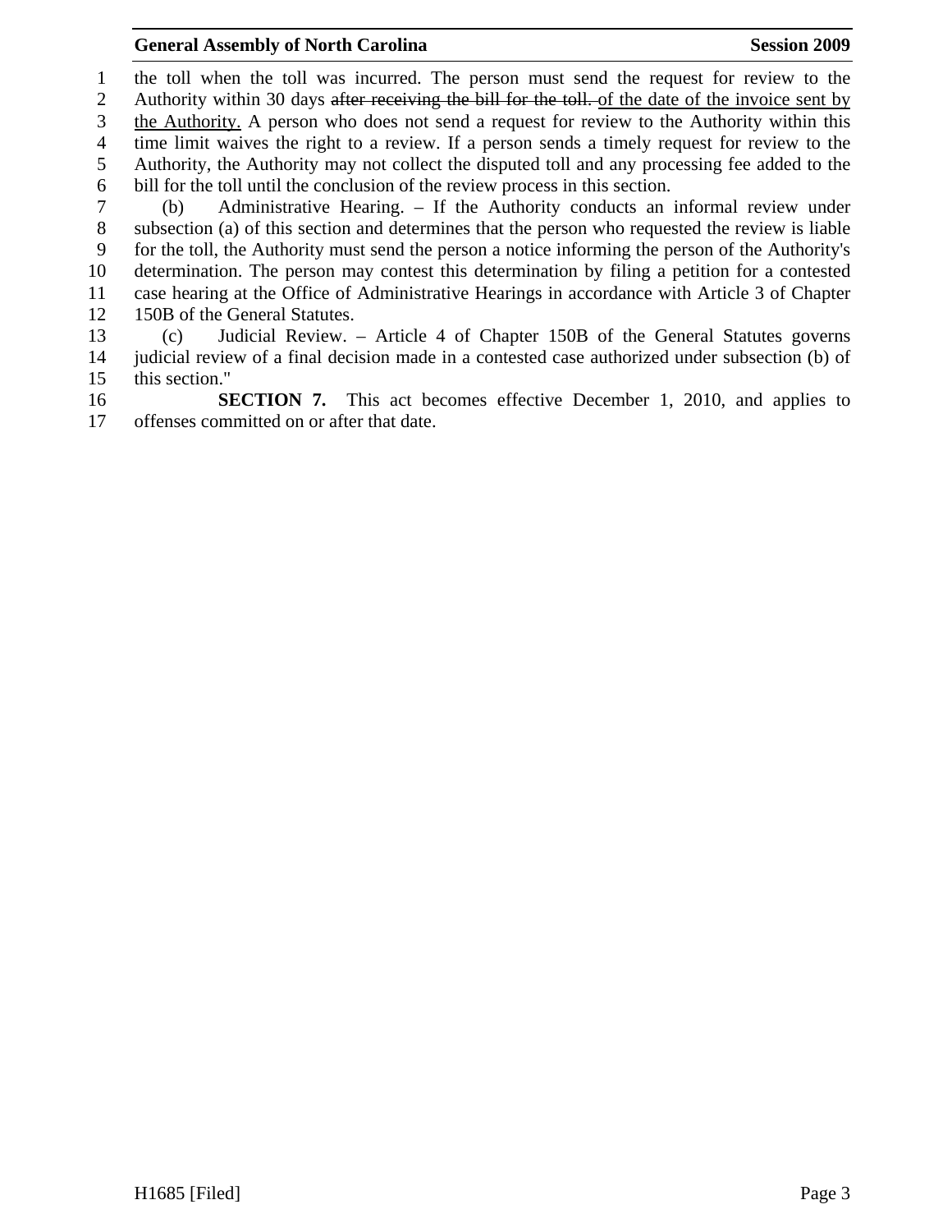the toll when the toll was incurred. The person must send the request for review to the Authority within 30 days ~~after receiving the bill for the toll.~~ <u>of the date of the invoice sent by the Authority.</u> A person who does not send a request for review to the Authority within this time limit waives the right to a review. If a person sends a timely request for review to the Authority, the Authority may not collect the disputed toll and any processing fee added to the bill for the toll until the conclusion of the review process in this section.

(b) Administrative Hearing. – If the Authority conducts an informal review under subsection (a) of this section and determines that the person who requested the review is liable for the toll, the Authority must send the person a notice informing the person of the Authority's determination. The person may contest this determination by filing a petition for a contested case hearing at the Office of Administrative Hearings in accordance with Article 3 of Chapter 150B of the General Statutes.

(c) Judicial Review. – Article 4 of Chapter 150B of the General Statutes governs judicial review of a final decision made in a contested case authorized under subsection (b) of this section."

**SECTION 7.** This act becomes effective December 1, 2010, and applies to offenses committed on or after that date.